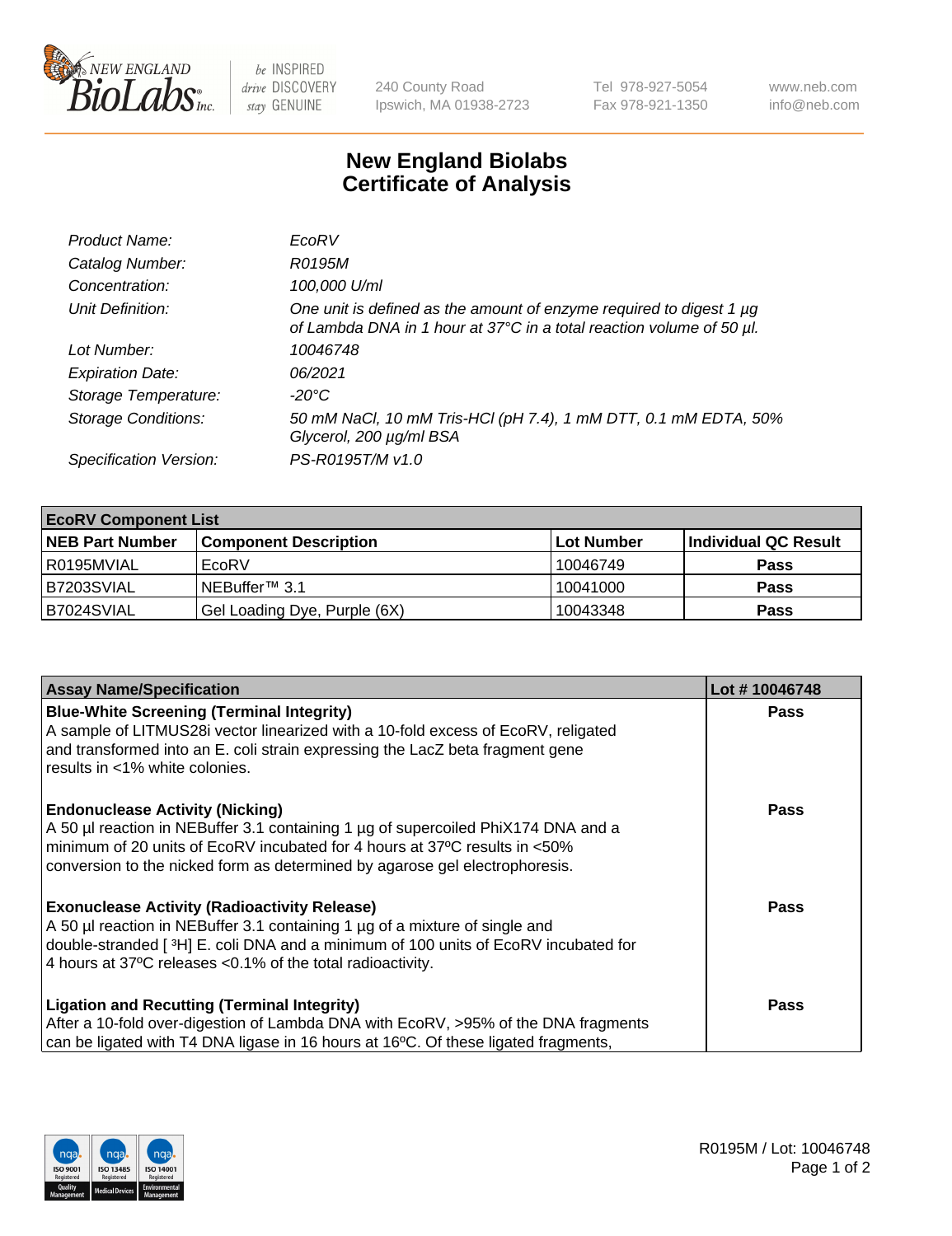# New England Biolabs
# Certificate of Analysis

| | |
|---|---|
| *Product Name:* | *EcoRV* |
| *Catalog Number:* | *R0195M* |
| *Concentration:* | *100,000 U/ml* |
| *Unit Definition:* | *One unit is defined as the amount of enzyme required to digest 1 µg of Lambda DNA in 1 hour at 37°C in a total reaction volume of 50 µl.* |
| *Lot Number:* | *10046748* |
| *Expiration Date:* | *06/2021* |
| *Storage Temperature:* | *-20°C* |
| *Storage Conditions:* | *50 mM NaCl, 10 mM Tris-HCl (pH 7.4), 1 mM DTT, 0.1 mM EDTA, 50% Glycerol, 200 µg/ml BSA* |
| *Specification Version:* | *PS-R0195T/M v1.0* |

| EcoRV Component List | | | |
|---|---|---|---|
| **NEB Part Number** | **Component Description** | **Lot Number** | **Individual QC Result** |
| R0195MVIAL | EcoRV | 10046749 | **Pass** |
| B7203SVIAL | NEBuffer™ 3.1 | 10041000 | **Pass** |
| B7024SVIAL | Gel Loading Dye, Purple (6X) | 10043348 | **Pass** |

| Assay Name/Specification | Lot # 10046748 |
|---|---|
| **Blue-White Screening (Terminal Integrity)** A sample of LITMUS28i vector linearized with a 10-fold excess of EcoRV, religated and transformed into an E. coli strain expressing the LacZ beta fragment gene results in <1% white colonies. | **Pass** |
| **Endonuclease Activity (Nicking)** A 50 µl reaction in NEBuffer 3.1 containing 1 µg of supercoiled PhiX174 DNA and a minimum of 20 units of EcoRV incubated for 4 hours at 37ºC results in <50% conversion to the nicked form as determined by agarose gel electrophoresis. | **Pass** |
| **Exonuclease Activity (Radioactivity Release)** A 50 µl reaction in NEBuffer 3.1 containing 1 µg of a mixture of single and double-stranded [ $^{3}$H] E. coli DNA and a minimum of 100 units of EcoRV incubated for 4 hours at 37ºC releases <0.1% of the total radioactivity. | **Pass** |
| **Ligation and Recutting (Terminal Integrity)** After a 10-fold over-digestion of Lambda DNA with EcoRV, >95% of the DNA fragments can be ligated with T4 DNA ligase in 16 hours at 16ºC. Of these ligated fragments, | **Pass** |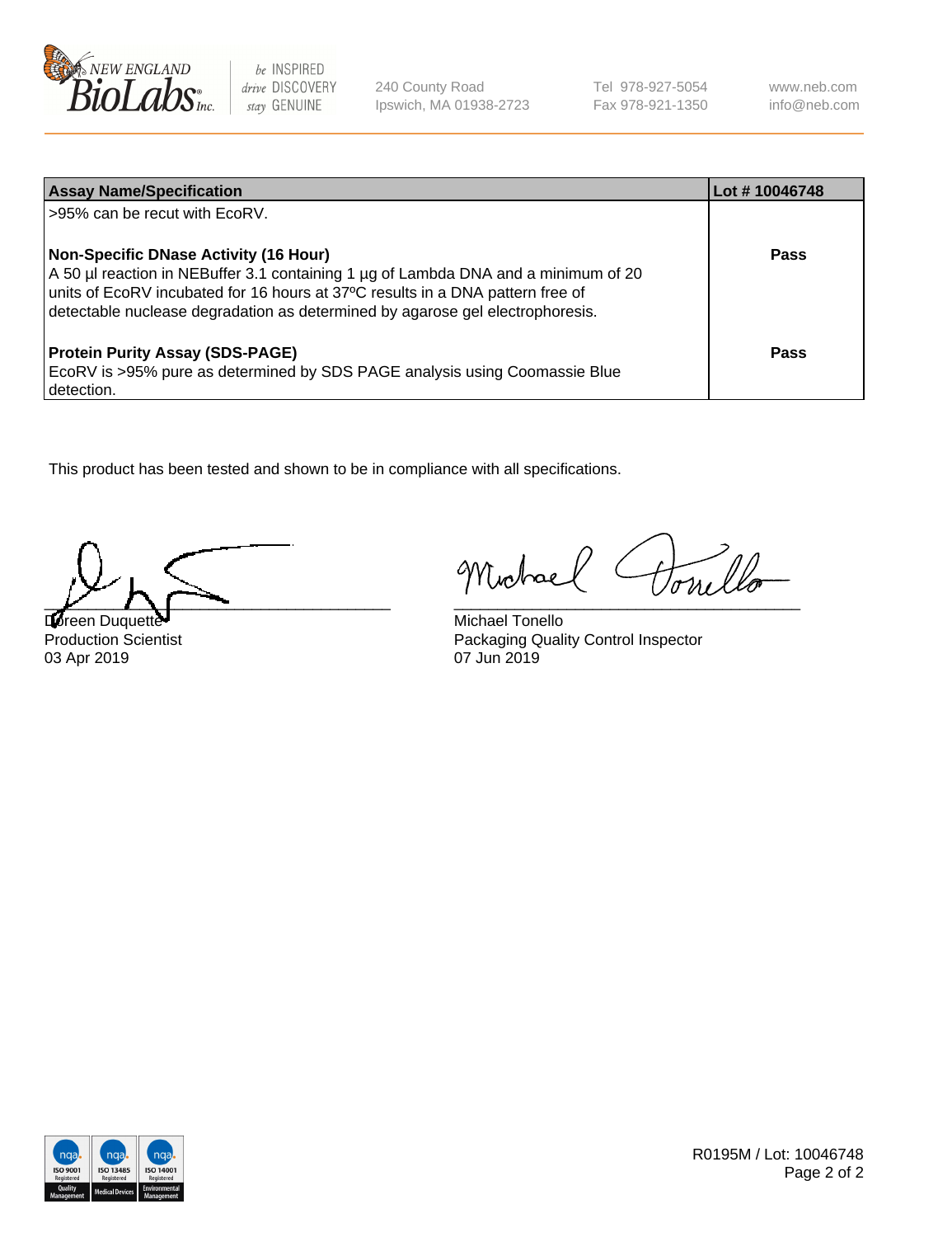| Assay Name/Specification | Lot # 10046748 |
| --- | --- |
| >95% can be recut with EcoRV. | |
| **Non-Specific DNase Activity (16 Hour)**<br>A 50 µl reaction in NEBuffer 3.1 containing 1 µg of Lambda DNA and a minimum of 20 units of EcoRV incubated for 16 hours at 37ºC results in a DNA pattern free of detectable nuclease degradation as determined by agarose gel electrophoresis. | **Pass** |
| **Protein Purity Assay (SDS-PAGE)**<br>EcoRV is >95% pure as determined by SDS PAGE analysis using Coomassie Blue detection. | **Pass** |

This product has been tested and shown to be in compliance with all specifications.

Doreen Duquette
Production Scientist
03 Apr 2019

Michael Tonello
Packaging Quality Control Inspector
07 Jun 2019

R0195M / Lot: 10046748